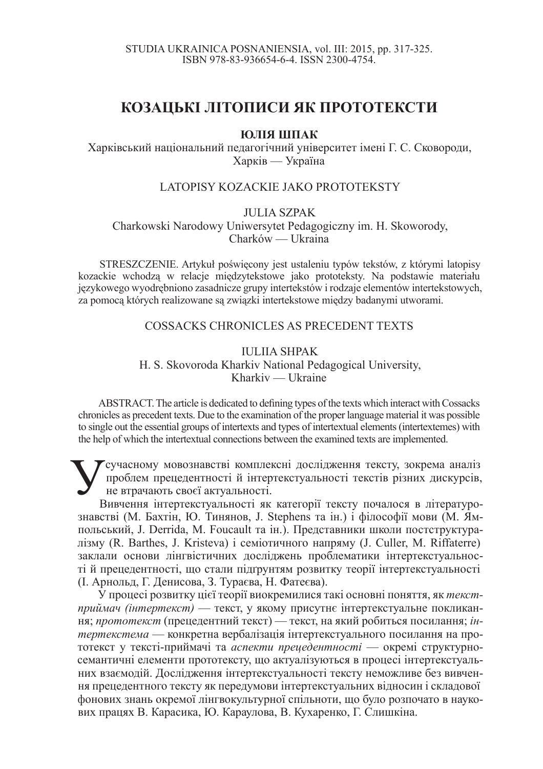STUDIA UKRAINICA POSNANIENSIA, vol. III: 2015, pp. 317-325.
ISBN 978-83-936654-6-4. ISSN 2300-4754.

# КОЗАЦЬКІ ЛІТОПИСИ ЯК ПРОТОТЕКСТИ

**ЮЛІЯ ШПАК**

Харківський національний педагогічний університет імені Г. С. Сковороди,
Харків — Україна

LATOPISY KOZACKIE JAKO PROTOTEKSTY

JULIA SZPAK

Charkowski Narodowy Uniwersytet Pedagogiczny im. H. Skoworody,
Charków — Ukraina

STRESZCZENIE. Artykuł poświęcony jest ustaleniu typów tekstów, z którymi latopisy kozackie wchodzą w relacje międzytekstowe jako prototeksty. Na podstawie materiału językowego wyodrębniono zasadnicze grupy intertekstów i rodzaje elementów intertekstowych, za pomocą których realizowane są związki intertekstowe między badanymi utworami.

COSSACKS CHRONICLES AS PRECEDENT TEXTS

IULIIA SHPAK

H. S. Skovoroda Kharkiv National Pedagogical University,
Kharkiv — Ukraine

ABSTRACT. The article is dedicated to defining types of the texts which interact with Cossacks chronicles as precedent texts. Due to the examination of the proper language material it was possible to single out the essential groups of intertexts and types of intertextual elements (intertextemes) with the help of which the intertextual connections between the examined texts are implemented.

У сучасному мовознавстві комплексні дослідження тексту, зокрема аналіз проблем прецедентності й інтертекстуальності текстів різних дискурсів, не втрачають своєї актуальності.

Вивчення інтертекстуальності як категорії тексту почалося в літературознавстві (М. Бахтін, Ю. Тинянов, J. Stephens та ін.) і філософії мови (М. Ямпольський, J. Derrida, M. Foucault та ін.). Представники школи постструктуралізму (R. Barthes, J. Kristeva) і семіотичного напряму (J. Culler, M. Riffaterre) заклали основи лінгвістичних досліджень проблематики інтертекстуальності й прецедентності, що стали підґрунтям розвитку теорії інтертекстуальності (І. Арнольд, Г. Денисова, З. Тураєва, Н. Фатеєва).

У процесі розвитку цієї теорії виокремилися такі основні поняття, як *текст-приймач (інтертекст)* — текст, у якому присутнє інтертекстуальне покликання; *прототекст* (прецедентний текст) — текст, на який робиться посилання; *інтертекстема* — конкретна вербалізація інтертекстуального посилання на прототекст у тексті-приймачі та *аспекти прецедентності* — окремі структурно-семантичні елементи прототексту, що актуалізуються в процесі інтертекстуальних взаємодій. Дослідження інтертекстуальності тексту неможливе без вивчення прецедентного тексту як передумови інтертекстуальних відносин і складової фонових знань окремої лінгвокультурної спільноти, що було розпочато в наукових працях В. Карасика, Ю. Караулова, В. Кухаренко, Г. Слишкіна.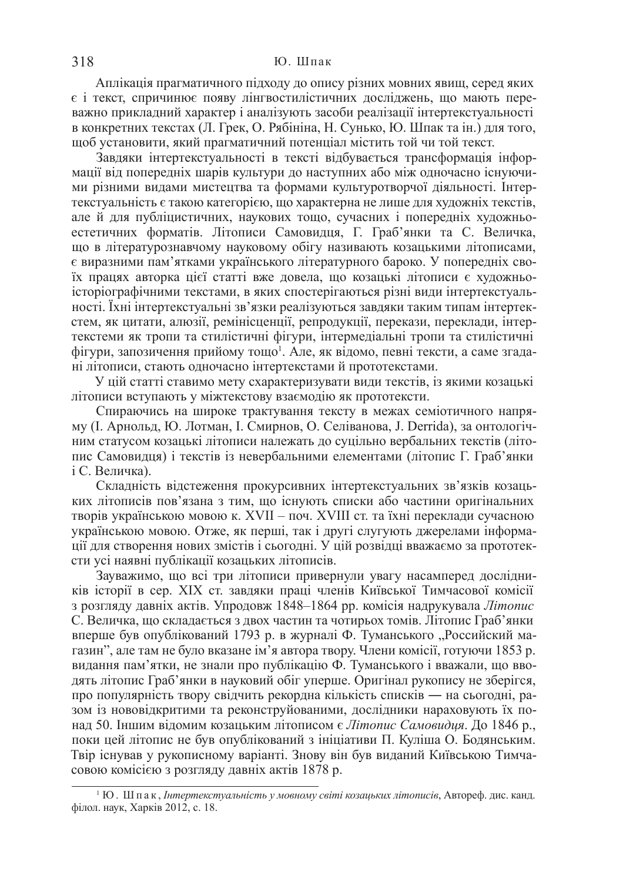Аплікація прагматичного підходу до опису різних мовних явищ, серед яких є і текст, спричинює появу лінгвостилістичних досліджень, що мають переважно прикладний характер і аналізують засоби реалізації інтертекстуальності в конкретних текстах (Л. Грек, О. Рябініна, Н. Сунько, Ю. Шпак та ін.) для того, щоб установити, який прагматичний потенціал містить той чи той текст.

Завдяки інтертекстуальності в тексті відбувається трансформація інформації від попередніх шарів культури до наступних або між одночасно існуючими різними видами мистецтва та формами культуротворчої діяльності. Інтертекстуальність є такою категорією, що характерна не лише для художніх текстів, але й для публіцистичних, наукових тощо, сучасних і попередніх художньо-естетичних форматів. Літописи Самовидця, Г. Граб'янки та С. Величка, що в літературознавчому науковому обігу називають козацькими літописами, є виразними пам'ятками українського літературного бароко. У попередніх своїх працях авторка цієї статті вже довела, що козацькі літописи є художньо-історіографічними текстами, в яких спостерігаються різні види інтертекстуальності. Їхні інтертекстуальні зв'язки реалізуються завдяки таким типам інтертекстем, як цитати, алюзії, ремінісценції, репродукції, перекази, переклади, інтертекстеми як тропи та стилістичні фігури, інтермедіальні тропи та стилістичні фігури, запозичення прийому тощо[1]. Але, як відомо, певні тексти, а саме згадані літописи, стають одночасно інтертекстами й прототекстами.

У цій статті ставимо мету схарактеризувати види текстів, із якими козацькі літописи вступають у міжтекстову взаємодію як прототексти.

Спираючись на широке трактування тексту в межах семіотичного напряму (І. Арнольд, Ю. Лотман, І. Смирнов, О. Селіванова, J. Derrida), за онтологічним статусом козацькі літописи належать до суцільно вербальних текстів (літопис Самовидця) і текстів із невербальними елементами (літопис Г. Граб'янки і С. Величка).

Складність відстеження прокурсивних інтертекстуальних зв'язків козацьких літописів пов'язана з тим, що існують списки або частини оригінальних творів українською мовою к. XVII – поч. XVIII ст. та їхні переклади сучасною українською мовою. Отже, як перші, так і другі слугують джерелами інформації для створення нових змістів і сьогодні. У цій розвідці вважаємо за прототексти усі наявні публікації козацьких літописів.

Зауважимо, що всі три літописи привернули увагу насамперед дослідників історії в сер. XIX ст. завдяки праці членів Київської Тимчасової комісії з розгляду давніх актів. Упродовж 1848–1864 рр. комісія надрукувала *Літопис* С. Величка, що складається з двох частин та чотирьох томів. Літопис Граб'янки вперше був опублікований 1793 р. в журналі Ф. Туманського „Российский магазин", але там не було вказане ім'я автора твору. Члени комісії, готуючи 1853 р. видання пам'ятки, не знали про публікацію Ф. Туманського і вважали, що вводять літопис Граб'янки в науковий обіг уперше. Оригінал рукопису не зберігся, про популярність твору свідчить рекордна кількість списків — на сьогодні, разом із нововідкритими та реконструйованими, дослідники нараховують їх понад 50. Іншим відомим козацьким літописом є *Літопис Самовидця*. До 1846 р., поки цей літопис не був опублікований з ініціативи П. Куліша О. Бодянським. Твір існував у рукописному варіанті. Знову він був виданий Київською Тимчасовою комісією з розгляду давніх актів 1878 р.

---

[1] Ю. Шпак, *Інтертекстуальність у мовному світі козацьких літописів*, Автореф. дис. канд. філол. наук, Харків 2012, с. 18.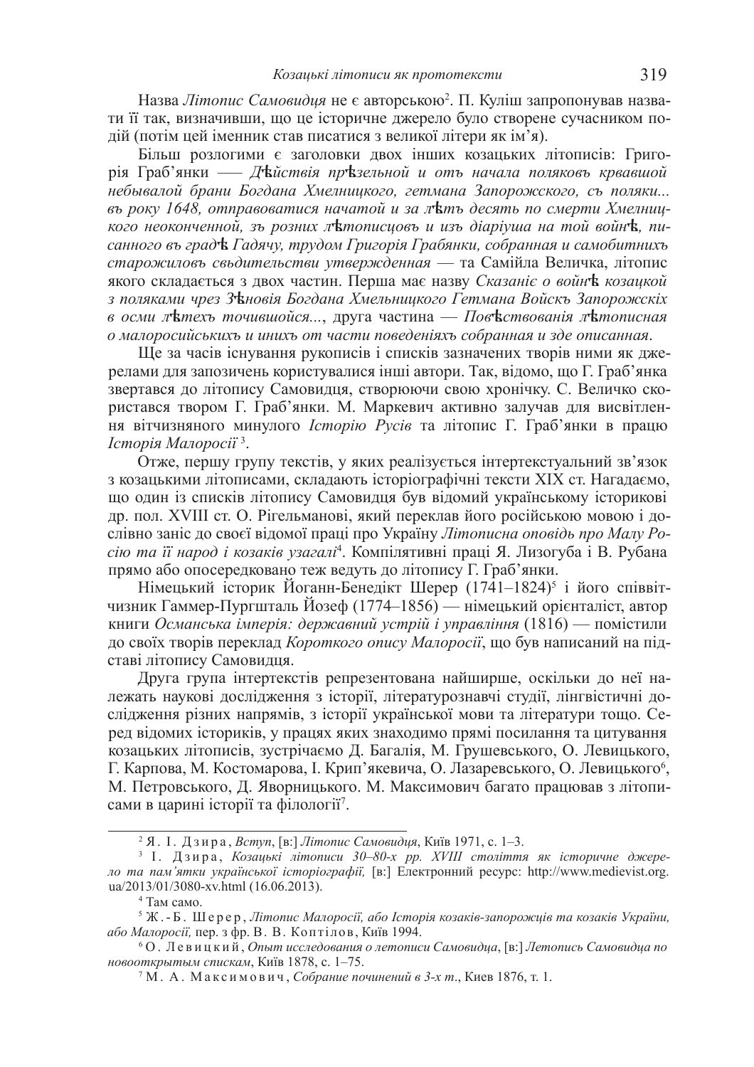Назва *Літопис Самовидця* не є авторською[2]. П. Куліш запропонував назвати її так, визначивши, що це історичне джерело було створене сучасником подій (потім цей іменник став писатися з великої літери як ім'я).

Більш розлогими є заголовки двох інших козацьких літописів: Григорія Граб'янки –– *Дѣйствія прѣзельной и отъ начала поляковъ крвавшой небывалой брани Богдана Хмелницкого, гетмана Запорожского, съ поляки... въ року 1648, отправоватися начатой и за лѣтъ десять по смерти Хмелницкого неоконченной, зъ розних лѣтописцовъ и изъ діаріуша на той войнѣ, писанного въ градѣ Гадячу, трудом Григорія Грабянки, собранная и самобитнихъ старожиловъ свьдительстви утвержденная* — та Самійла Величка, літопис якого складається з двох частин. Перша має назву *Сказаніє о войнѣ козацкой з поляками чрез Зѣновія Богдана Хмельницкого Гетмана Войскъ Запорожскіх в осми лѣтехъ точившойся...*, друга частина — *Повѣствованія лѣтописная о малоросийськихъ и иныхъ от части поведеніяхъ собранная и зде описанная*.

Ще за часів існування рукописів і списків зазначених творів ними як джерелами для запозичень користувалися інші автори. Так, відомо, що Г. Граб'янка звертався до літопису Самовидця, створюючи свою хронічку. С. Величко скористався твором Г. Граб'янки. М. Маркевич активно залучав для висвітлення вітчизняного минулого *Історію Русів* та літопис Г. Граб'янки в працю *Історія Малоросії*[3].

Отже, першу групу текстів, у яких реалізується інтертекстуальний зв'язок з козацькими літописами, складають історіографічні тексти XIX ст. Нагадаємо, що один із списків літопису Самовидця був відомий українському історикові др. пол. XVIII ст. О. Рігельманові, який переклав його російською мовою і дослівно заніс до своєї відомої праці про Україну *Літописна оповідь про Малу Росію та її народ і козаків узагалі*[4]. Компілятивні праці Я. Лизогуба і В. Рубана прямо або опосередковано теж ведуть до літопису Г. Граб'янки.

Німецький історик Йоганн-Бенедікт Шерер (1741–1824)[5] і його співвітчизник Гаммер-Пургшталь Йозеф (1774–1856) — німецький орієнталіст, автор книги *Османська імперія: державний устрій і управління* (1816) — помістили до своїх творів переклад *Короткого опису Малоросії*, що був написаний на підставі літопису Самовидця.

Друга група інтертекстів репрезентована найширше, оскільки до неї належать наукові дослідження з історії, літературознавчі студії, лінгвістичні дослідження різних напрямів, з історії української мови та літератури тощо. Серед відомих істориків, у працях яких знаходимо прямі посилання та цитування козацьких літописів, зустрічаємо Д. Багалія, М. Грушевського, О. Левицького, Г. Карпова, М. Костомарова, І. Крип'якевича, О. Лазаревського, О. Левицького[6], М. Петровського, Д. Яворницького. М. Максимович багато працював з літописами в царині історії та філології[7].

---

[2] Я. І. Дзира, *Вступ*, [в:] *Літопис Самовидця*, Київ 1971, с. 1–3.

[3] І. Дзира, *Козацькі літописи 30–80-х рр. XVIII століття як історичне джерело та пам'ятки української історіографії,* [в:] Електронний ресурс: http://www.medievist.org.ua/2013/01/3080-xv.html (16.06.2013).

[4] Там само.

[5] Ж.-Б. Шерер, *Літопис Малоросії, або Історія козаків-запорожців та козаків України, або Малоросії,* пер. з фр. В. В. Коптілов, Київ 1994.

[6] О. Левицкий, *Опыт исследования о летописи Самовидца*, [в:] *Летопись Самовидца по новооткрытым спискам*, Київ 1878, с. 1–75.

[7] М. А. Максимович, *Собрание починений в 3-х т*., Киев 1876, т. 1.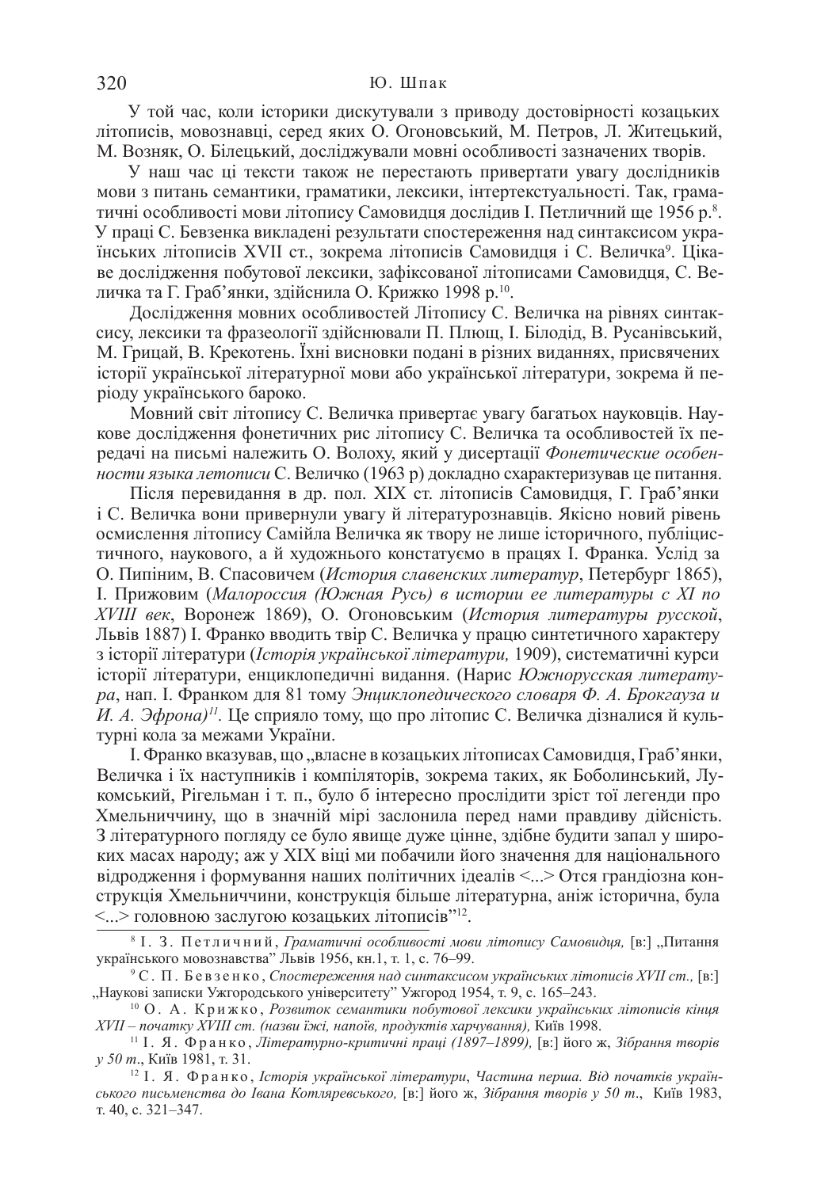У той час, коли історики дискутували з приводу достовірності козацьких літописів, мовознавці, серед яких О. Огоновський, М. Петров, Л. Житецький, М. Возняк, О. Білецький, досліджували мовні особливості зазначених творів.

У наш час ці тексти також не перестають привертати увагу дослідників мови з питань семантики, граматики, лексики, інтертекстуальності. Так, граматичні особливості мови літопису Самовидця дослідив І. Петличний ще 1956 р.[8]. У праці С. Бевзенка викладені результати спостереження над синтаксисом українських літописів XVII ст., зокрема літописів Самовидця і С. Величка[9]. Цікаве дослідження побутової лексики, зафіксованої літописами Самовидця, С. Величка та Г. Граб'янки, здійснила О. Крижко 1998 р.[10].

Дослідження мовних особливостей Літопису С. Величка на рівнях синтаксису, лексики та фразеології здійснювали П. Плющ, І. Білодід, В. Русанівський, М. Грицай, В. Крекотень. Їхні висновки подані в різних виданнях, присвячених історії української літературної мови або української літератури, зокрема й періоду українського бароко.

Мовний світ літопису С. Величка привертає увагу багатьох науковців. Наукове дослідження фонетичних рис літопису С. Величка та особливостей їх передачі на письмі належить О. Волоху, який у дисертації *Фонетические особенности языка летописи* С. Величко (1963 р) докладно схарактеризував це питання.

Після перевидання в др. пол. XIX ст. літописів Самовидця, Г. Граб'янки і С. Величка вони привернули увагу й літературознавців. Якісно новий рівень осмислення літопису Самійла Величка як твору не лише історичного, публіцистичного, наукового, а й художнього констатуємо в працях І. Франка. Услід за О. Пипіним, В. Спасовичем (*История славенских литератур*, Петербург 1865), І. Прижовим (*Малороссия (Южная Русь) в истории ее литературы с XI по XVIII век*, Воронеж 1869), О. Огоновським (*История литературы русской*, Львів 1887) І. Франко вводить твір С. Величка у працю синтетичного характеру з історії літератури (*Історія української літератури,* 1909), систематичні курси історії літератури, енциклопедичні видання. (Нарис *Южнорусская литература*, нап. І. Франком для 81 тому *Энциклопедического словаря Ф. А. Брокгауза и И. А. Эфрона)*[11]. Це сприяло тому, що про літопис С. Величка дізналися й культурні кола за межами України.

І. Франко вказував, що „власне в козацьких літописах Самовидця, Граб'янки, Величка і їх наступників і компіляторів, зокрема таких, як Боболинський, Лукомський, Рігельман і т. п., було б інтересно прослідити зріст тої легенди про Хмельниччину, що в значній мірі заслонила перед нами правдиву дійсність. З літературного погляду се було явище дуже цінне, здібне будити запал у широких масах народу; аж у XIX віці ми побачили його значення для національного відродження і формування наших політичних ідеалів <...> Отся грандіозна конструкція Хмельниччини, конструкція більше літературна, аніж історична, була <...> головною заслугою козацьких літописів"[12].

---

[8] І. З. Петличний, *Граматичні особливості мови літопису Самовидця,* [в:] „Питання українського мовознавства" Львів 1956, кн.1, т. 1, с. 76–99.

[9] С. П. Бевзенко, *Спостереження над синтаксисом українських літописів XVII ст.,* [в:] „Наукові записки Ужгородського університету" Ужгород 1954, т. 9, с. 165–243.

[10] О. А. Крижко, *Розвиток семантики побутової лексики українських літописів кінця XVII – початку XVIII ст. (назви їжі, напоїв, продуктів харчування),* Київ 1998.

[11] І. Я. Франко, *Літературно-критичні праці (1897–1899),* [в:] його ж, *Зібрання творів у 50 т*., Київ 1981, т. 31.

[12] І. Я. Франко, *Історія української літератури*, *Частина перша. Від початків українського письменства до Івана Котляревського,* [в:] його ж, *Зібрання творів у 50 т*., Київ 1983, т. 40, с. 321–347.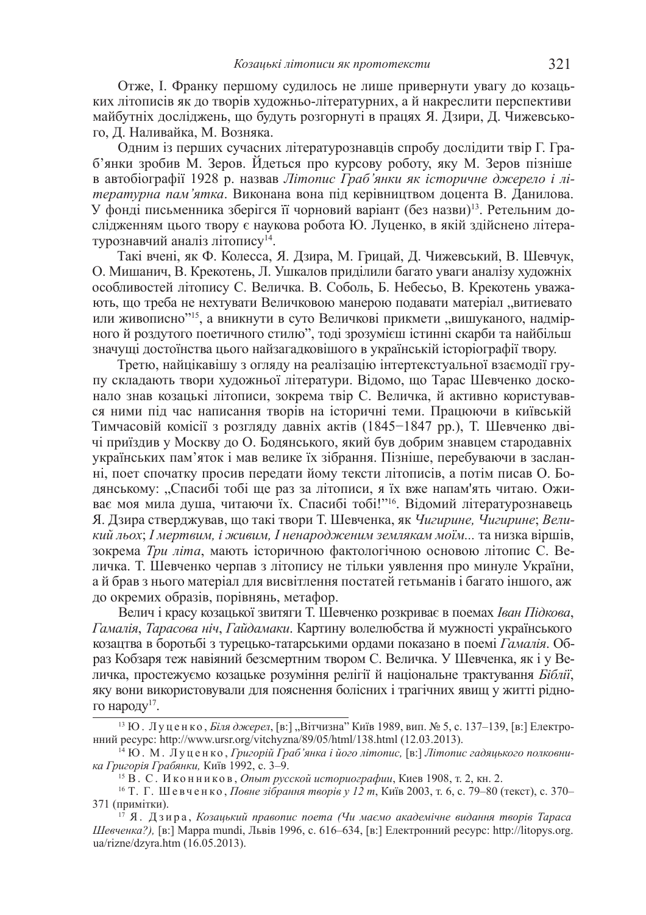Отже, І. Франку першому судилось не лише привернути увагу до козацьких літописів як до творів художньо-літературних, а й накреслити перспективи майбутніх досліджень, що будуть розгорнуті в працях Я. Дзири, Д. Чижевського, Д. Наливайка, М. Возняка.

Одним із перших сучасних літературознавців спробу дослідити твір Г. Граб'янки зробив М. Зеров. Йдеться про курсову роботу, яку М. Зеров пізніше в автобіографії 1928 р. назвав *Літопис Граб'янки як історичне джерело і літературна пам'ятка*. Виконана вона під керівництвом доцента В. Данилова. У фонді письменника зберігся її чорновий варіант (без назви)[13]. Ретельним дослідженням цього твору є наукова робота Ю. Луценко, в якій здійснено літературознавчий аналіз літопису[14].

Такі вчені, як Ф. Колесса, Я. Дзира, М. Грицай, Д. Чижевський, В. Шевчук, О. Мишанич, В. Крекотень, Л. Ушкалов приділили багато уваги аналізу художніх особливостей літопису С. Величка. В. Соболь, Б. Небесьо, В. Крекотень уважають, що треба не нехтувати Величковою манерою подавати матеріал „витиевато или живописно"[15], а вникнути в суто Величкові прикмети „вишуканого, надмірного й роздутого поетичного стилю", тоді зрозумієш істинні скарби та найбільш значущі достоїнства цього найзагадковішого в українській історіографії твору.

Третю, найцікавішу з огляду на реалізацію інтертекстуальної взаємодії групу складають твори художньої літератури. Відомо, що Тарас Шевченко досконало знав козацькі літописи, зокрема твір С. Величка, й активно користувався ними під час написання творів на історичні теми. Працюючи в київській Тимчасовій комісії з розгляду давніх актів (1845−1847 рр.), Т. Шевченко двічі приїздив у Москву до О. Бодянського, який був добрим знавцем стародавніх українських пам'яток і мав велике їх зібрання. Пізніше, перебуваючи в засланні, поет спочатку просив передати йому тексти літописів, а потім писав О. Бодянському: „Спасибі тобі ще раз за літописи, я їх вже напам'ять читаю. Оживає моя мила душа, читаючи їх. Спасибі тобі!"[16]. Відомий літературознавець Я. Дзира стверджував, що такі твори Т. Шевченка, як *Чигирине, Чигирине*; *Великий льох*; *І мертвим, і живим, І ненародженим землякам моїм...* та низка віршів, зокрема *Три літа*, мають історичною фактологічною основою літопис С. Величка. Т. Шевченко черпав з літопису не тільки уявлення про минуле України, а й брав з нього матеріал для висвітлення постатей гетьманів і багато іншого, аж до окремих образів, порівнянь, метафор.

Велич і красу козацької звитяги Т. Шевченко розкриває в поемах *Іван Підкова*, *Гамалія*, *Тарасова ніч*, *Гайдамаки*. Картину волелюбства й мужності українського козацтва в боротьбі з турецько-татарськими ордами показано в поемі *Гамалія*. Образ Кобзаря теж навіяний безсмертним твором С. Величка. У Шевченка, як і у Величка, простежуємо козацьке розуміння релігії й національне трактування *Біблії*, яку вони використовували для пояснення болісних і трагічних явищ у житті рідного народу[17].

---

[13] Ю. Луценко, *Біля джерел*, [в:] „Вітчизна" Київ 1989, вип. № 5, с. 137–139, [в:] Електронний ресурс: http://www.ursr.org/vitchyzna/89/05/html/138.html (12.03.2013).

[14] Ю. М. Луценко, *Григорій Граб'янка і його літопис,* [в:] *Літопис гадяцького полковника Григорія Грабянки,* Київ 1992, с. 3–9.

[15] В. С. Иконников, *Опыт русской историографии*, Киев 1908, т. 2, кн. 2.

[16] Т. Г. Шевченко, *Повне зібрання творів у 12 т*, Київ 2003, т. 6, с. 79–80 (текст), с. 370–371 (примітки).

[17] Я. Дзира, *Козацький правопис поета (Чи маємо академічне видання творів Тараса Шевченка?),* [в:] Mappa mundi, Львів 1996, с. 616–634, [в:] Електронний ресурс: http://litopys.org.ua/rizne/dzyra.htm (16.05.2013).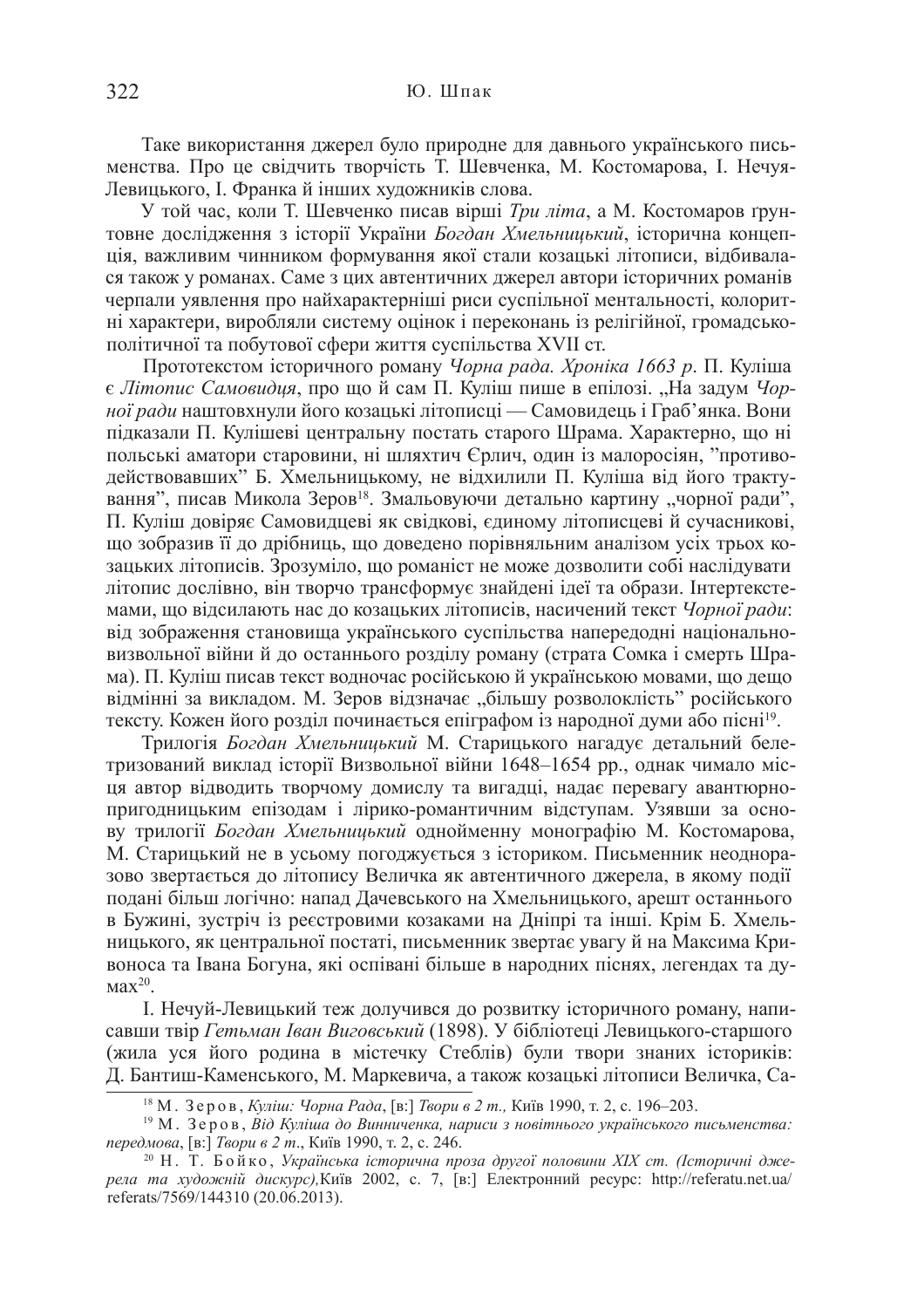Таке використання джерел було природне для давнього українського письменства. Про це свідчить творчість Т. Шевченка, М. Костомарова, І. Нечуя-Левицького, І. Франка й інших художників слова.

У той час, коли Т. Шевченко писав вірші *Три літа*, а М. Костомаров ґрунтовне дослідження з історії України *Богдан Хмельницький*, історична концепція, важливим чинником формування якої стали козацькі літописи, відбивалася також у романах. Саме з цих автентичних джерел автори історичних романів черпали уявлення про найхарактерніші риси суспільної ментальності, колоритні характери, виробляли систему оцінок і переконань із релігійної, громадсько-політичної та побутової сфери життя суспільства XVII ст.

Прототекстом історичного роману *Чорна рада. Хроніка 1663 р.* П. Куліша є *Літопис Самовидця*, про що й сам П. Куліш пише в епілозі. „На задум *Чорної ради* наштовхнули його козацькі літописці — Самовидець і Граб'янка. Вони підказали П. Кулішеві центральну постать старого Шрама. Характерно, що ні польські аматори старовини, ні шляхтич Єрлич, один із малоросіян, "противодействовавших" Б. Хмельницькому, не відхилили П. Куліша від його трактування", писав Микола Зеров[18]. Змальовуючи детально картину „чорної ради", П. Куліш довіряє Самовидцеві як свідкові, єдиному літописцеві й сучасникові, що зобразив її до дрібниць, що доведено порівняльним аналізом усіх трьох козацьких літописів. Зрозуміло, що романіст не може дозволити собі наслідувати літопис дослівно, він творчо трансформує знайдені ідеї та образи. Інтертекстемами, що відсилають нас до козацьких літописів, насичений текст *Чорної ради*: від зображення становища українського суспільства напередодні національно-визвольної війни й до останнього розділу роману (страта Сомка і смерть Шрама). П. Куліш писав текст водночас російською й українською мовами, що дещо відмінні за викладом. М. Зеров відзначає „більшу розволоклість" російського тексту. Кожен його розділ починається епіграфом із народної думи або пісні[19].

Трилогія *Богдан Хмельницький* М. Старицького нагадує детальний белетризований виклад історії Визвольної війни 1648–1654 рр., однак чимало місця автор відводить творчому домислу та вигадці, надає перевагу авантюрно-пригодницьким епізодам і лірико-романтичним відступам. Узявши за основу трилогії *Богдан Хмельницький* однойменну монографію М. Костомарова, М. Старицький не в усьому погоджується з істориком. Письменник неодноразово звертається до літопису Величка як автентичного джерела, в якому події подані більш логічно: напад Дачевського на Хмельницького, арешт останнього в Бужині, зустріч із реєстровими козаками на Дніпрі та інші. Крім Б. Хмельницького, як центральної постаті, письменник звертає увагу й на Максима Кривоноса та Івана Богуна, які оспівані більше в народних піснях, легендах та думах[20].

І. Нечуй-Левицький теж долучився до розвитку історичного роману, написавши твір *Гетьман Іван Виговський* (1898). У бібліотеці Левицького-старшого (жила уся його родина в містечку Стеблів) були твори знаних істориків: Д. Бантиш-Каменського, М. Маркевича, а також козацькі літописи Величка, Са-

---

[18] М. Зеров, *Куліш: Чорна Рада*, [в:] *Твори в 2 т.*, Київ 1990, т. 2, с. 196–203.

[19] М. Зеров, *Від Куліша до Винниченка, нариси з новітнього українського письменства: передмова*, [в:] *Твори в 2 т.*, Київ 1990, т. 2, с. 246.

[20] Н. Т. Бойко, *Українська історична проза другої половини XIX ст. (Історичні джерела та художній дискурс)*, Київ 2002, с. 7, [в:] Електронний ресурс: http://referatu.net.ua/referats/7569/144310 (20.06.2013).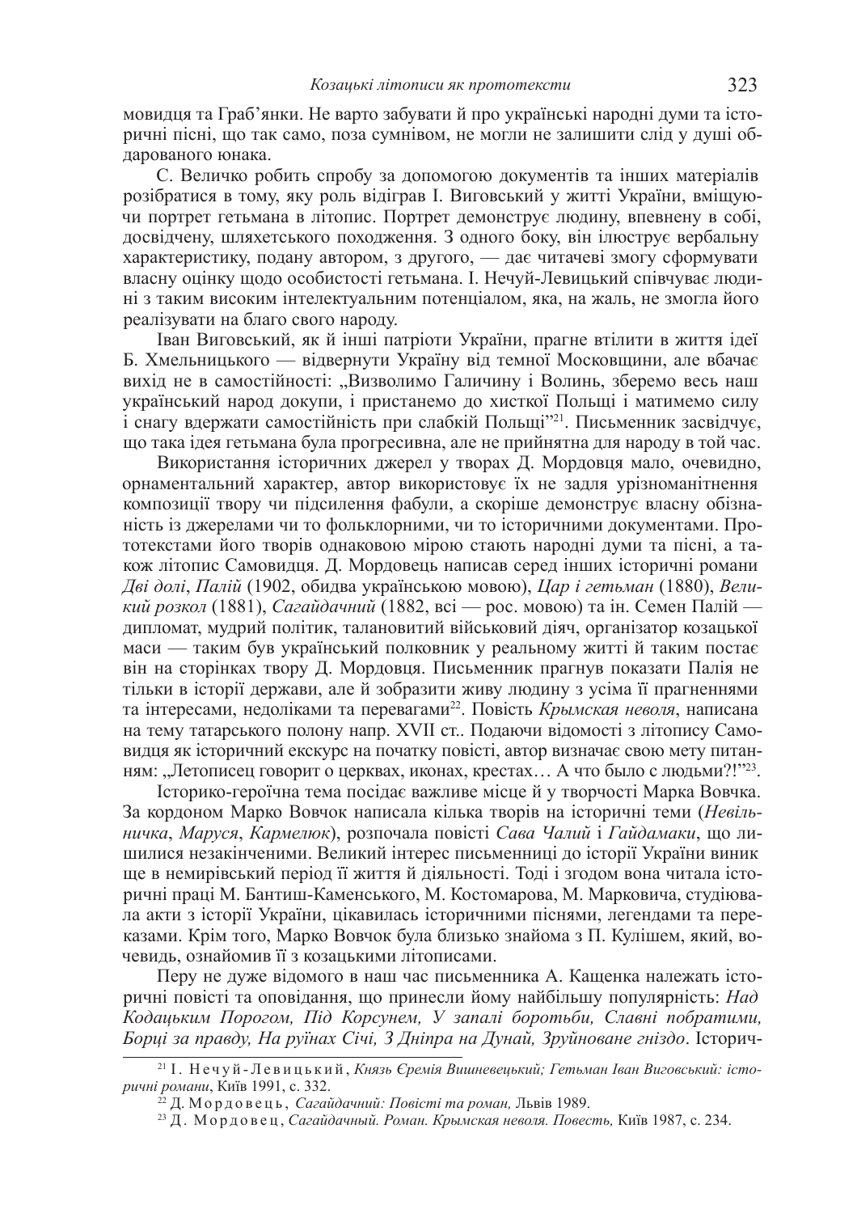мовидця та Граб'янки. Не варто забувати й про українські народні думи та історичні пісні, що так само, поза сумнівом, не могли не залишити слід у душі обдарованого юнака.

С. Величко робить спробу за допомогою документів та інших матеріалів розібратися в тому, яку роль відіграв І. Виговський у житті України, вміщуючи портрет гетьмана в літопис. Портрет демонструє людину, впевнену в собі, досвідчену, шляхетського походження. З одного боку, він ілюструє вербальну характеристику, подану автором, з другого, — дає читачеві змогу сформувати власну оцінку щодо особистості гетьмана. І. Нечуй-Левицький співчуває людині з таким високим інтелектуальним потенціалом, яка, на жаль, не змогла його реалізувати на благо свого народу.

Іван Виговський, як й інші патріоти України, прагне втілити в життя ідеї Б. Хмельницького — відвернути Україну від темної Московщини, але вбачає вихід не в самостійності: „Визволимо Галичину і Волинь, зберемо весь наш український народ докупи, і пристанемо до хисткої Польщі і матимемо силу і снагу вдержати самостійність при слабкій Польщі"[21]. Письменник засвідчує, що така ідея гетьмана була прогресивна, але не прийнятна для народу в той час.

Використання історичних джерел у творах Д. Мордовця мало, очевидно, орнаментальний характер, автор використовує їх не задля урізноманітнення композиції твору чи підсилення фабули, а скоріше демонструє власну обізнаність із джерелами чи то фольклорними, чи то історичними документами. Прототекстами його творів однаковою мірою стають народні думи та пісні, а також літопис Самовидця. Д. Мордовець написав серед інших історичні романи *Дві долі*, *Палій* (1902, обидва українською мовою), *Цар і гетьман* (1880), *Великий розкол* (1881), *Сагайдачний* (1882, всі — рос. мовою) та ін. Семен Палій — дипломат, мудрий політик, талановитий військовий діяч, організатор козацької маси — таким був український полковник у реальному житті й таким постає він на сторінках твору Д. Мордовця. Письменник прагнув показати Палія не тільки в історії держави, але й зобразити живу людину з усіма її прагненнями та інтересами, недоліками та перевагами[22]. Повість *Крымская неволя*, написана на тему татарського полону напр. XVII ст.. Подаючи відомості з літопису Самовидця як історичний екскурс на початку повісті, автор визначає свою мету питанням: „Летописец говорит о церквах, иконах, крестах… А что было с людьми?!"[23].

Історико-героїчна тема посідає важливе місце й у творчості Марка Вовчка. За кордоном Марко Вовчок написала кілька творів на історичні теми (*Невільничка*, *Маруся*, *Кармелюк*), розпочала повісті *Сава Чалий* і *Гайдамаки*, що лишилися незакінченими. Великий інтерес письменниці до історії України виник ще в немирівський період її життя й діяльності. Тоді і згодом вона читала історичні праці М. Бантиш-Каменського, М. Костомарова, М. Марковича, студіювала акти з історії України, цікавилась історичними піснями, легендами та переказами. Крім того, Марко Вовчок була близько знайома з П. Кулішем, який, вочевидь, ознайомив її з козацькими літописами.

Перу не дуже відомого в наш час письменника А. Кащенка належать історичні повісті та оповідання, що принесли йому найбільшу популярність: *Над Кодацьким Порогом, Під Корсунем, У запалі боротьби, Славні побратими, Борці за правду, На руїнах Січі, З Дніпра на Дунай, Зруйноване гніздо*. Історич-

---

[21] І. Нечуй-Левицький, *Князь Єремія Вишневецький; Гетьман Іван Виговський: історичні романи*, Київ 1991, с. 332.

[22] Д. Мордовець, *Сагайдачний: Повісті та роман,* Львів 1989.

[23] Д. Мордовец, *Сагайдачный. Роман. Крымская неволя. Повесть,* Київ 1987, с. 234.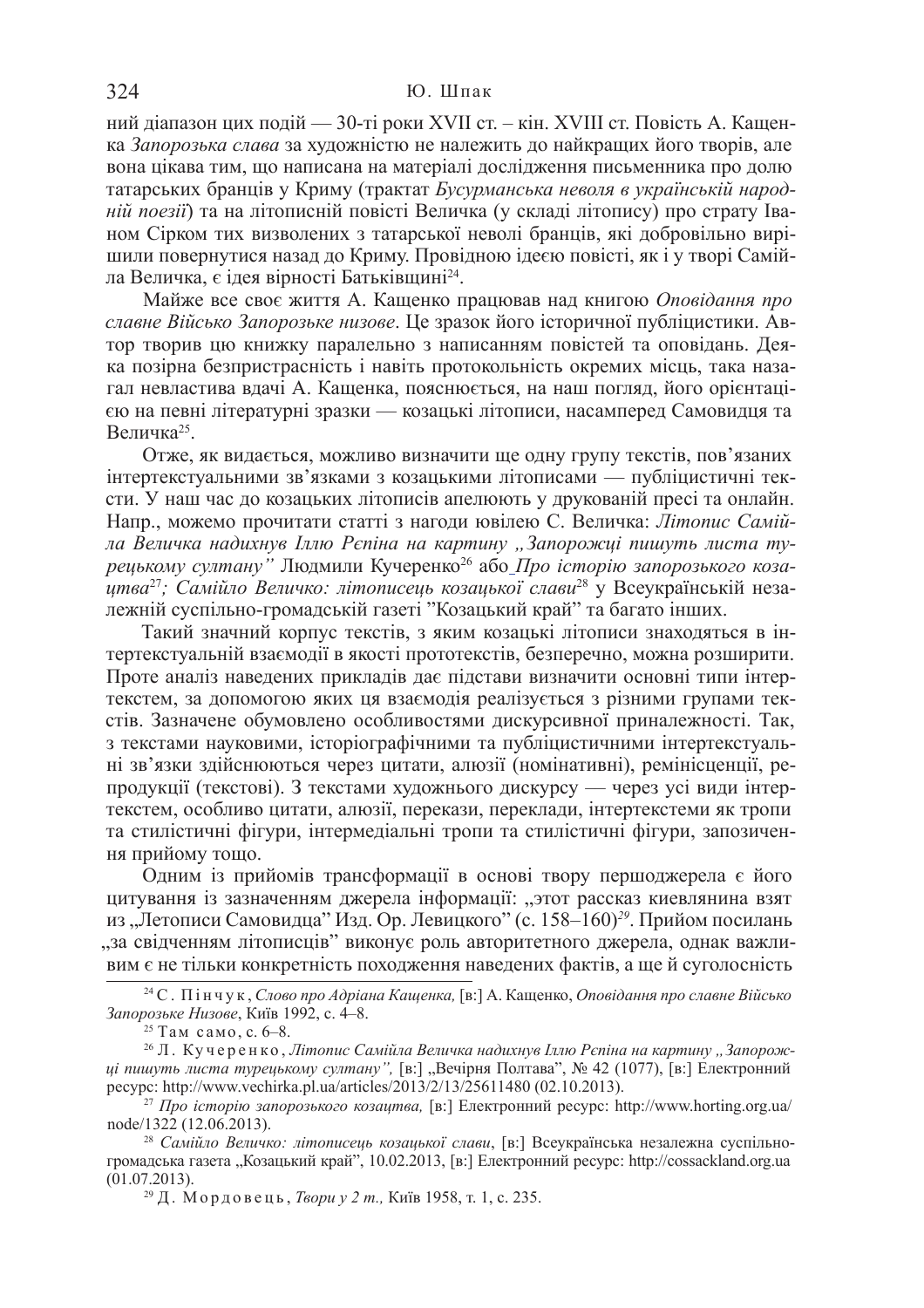ний діапазон цих подій — 30-ті роки XVII ст. – кін. XVIII ст. Повість А. Кащенка *Запорозька слава* за художністю не належить до найкращих його творів, але вона цікава тим, що написана на матеріалі дослідження письменника про долю татарських бранців у Криму (трактат *Бусурманська неволя в українській народній поезії*) та на літописній повісті Величка (у складі літопису) про страту Іваном Сірком тих визволених з татарської неволі бранців, які добровільно вирішили повернутися назад до Криму. Провідною ідеєю повісті, як і у творі Самійла Величка, є ідея вірності Батьківщині[24].

Майже все своє життя А. Кащенко працював над книгою *Оповідання про славне Військо Запорозьке низове*. Це зразок його історичної публіцистики. Автор творив цю книжку паралельно з написанням повістей та оповідань. Деяка позірна безпристрасність і навіть протокольність окремих місць, така назагал невластива вдачі А. Кащенка, пояснюється, на наш погляд, його орієнтацією на певні літературні зразки — козацькі літописи, насамперед Самовидця та Величка[25].

Отже, як видається, можливо визначити ще одну групу текстів, пов'язаних інтертекстуальними зв'язками з козацькими літописами — публіцистичні тексти. У наш час до козацьких літописів апелюють у друкованій пресі та онлайн. Напр., можемо прочитати статті з нагоди ювілею С. Величка: *Літопис Самійла Величка надихнув Іллю Рєпіна на картину „Запорожці пишуть листа турецькому султану"* Людмили Кучеренко[26] або *Про історію запорозького козацтва*[27]*; Самійло Величко: літописець козацької слави*[28] у Всеукраїнській незалежній суспільно-громадській газеті "Козацький край" та багато інших.

Такий значний корпус текстів, з яким козацькі літописи знаходяться в інтертекстуальній взаємодії в якості прототекстів, безперечно, можна розширити. Проте аналіз наведених прикладів дає підстави визначити основні типи інтертекстем, за допомогою яких ця взаємодія реалізується з різними групами текстів. Зазначене обумовлено особливостями дискурсивної приналежності. Так, з текстами науковими, історіографічними та публіцистичними інтертекстуальні зв'язки здійснюються через цитати, алюзії (номінативні), ремінісценції, репродукції (текстові). З текстами художнього дискурсу — через усі види інтертекстем, особливо цитати, алюзії, перекази, переклади, інтертекстеми як тропи та стилістичні фігури, інтермедіальні тропи та стилістичні фігури, запозичення прийому тощо.

Одним із прийомів трансформації в основі твору першоджерела є його цитування із зазначенням джерела інформації: „этот рассказ киевлянина взят из „Летописи Самовидца" Изд. Ор. Левицкого" (с. 158–160)[29]. Прийом посилань „за свідченням літописців" виконує роль авторитетного джерела, однак важливим є не тільки конкретність походження наведених фактів, а ще й суголосність

---

[24] С. Пінчук, *Слово про Адріана Кащенка,* [в:] А. Кащенко, *Оповідання про славне Військо Запорозьке Низове*, Київ 1992, с. 4–8.

[25] Там само, с. 6–8.

[26] Л. Кучеренко, *Літопис Самійла Величка надихнув Іллю Рєпіна на картину „Запорожці пишуть листа турецькому султану",* [в:] „Вечірня Полтава", № 42 (1077), [в:] Електронний ресурс: http://www.vechirka.pl.ua/articles/2013/2/13/25611480 (02.10.2013).

[27] *Про історію запорозького козацтва,* [в:] Електронний ресурс: http://www.horting.org.ua/node/1322 (12.06.2013).

[28] *Самійло Величко: літописець козацької слави*, [в:] Всеукраїнська незалежна суспільно-громадська газета „Козацький край", 10.02.2013, [в:] Електронний ресурс: http://cossackland.org.ua (01.07.2013).

[29] Д. Мордовець, *Твори у 2 т.,* Київ 1958, т. 1, с. 235.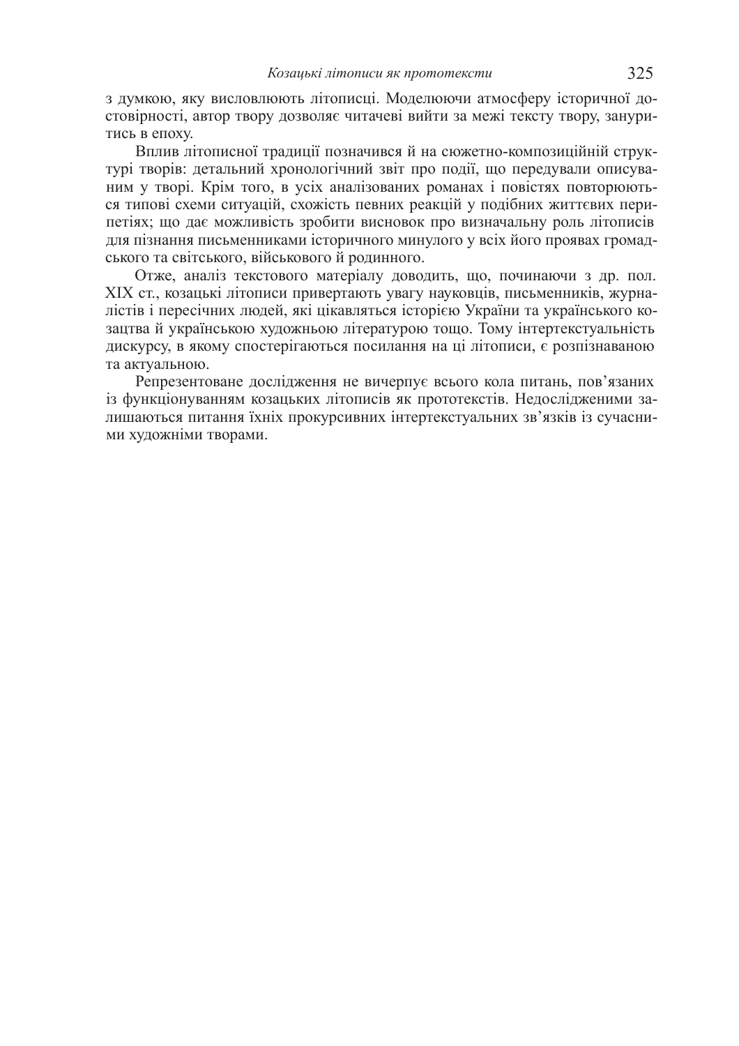з думкою, яку висловлюють літописці. Моделюючи атмосферу історичної достовірності, автор твору дозволяє читачеві вийти за межі тексту твору, зануритись в епоху.

Вплив літописної традиції позначився й на сюжетно-композиційній структурі творів: детальний хронологічний звіт про події, що передували описуваним у творі. Крім того, в усіх аналізованих романах і повістях повторюються типові схеми ситуацій, схожість певних реакцій у подібних життєвих перипетіях; що дає можливість зробити висновок про визначальну роль літописів для пізнання письменниками історичного минулого у всіх його проявах громадського та світського, військового й родинного.

Отже, аналіз текстового матеріалу доводить, що, починаючи з др. пол. XIX ст., козацькі літописи привертають увагу науковців, письменників, журналістів і пересічних людей, які цікавляться історією України та українського козацтва й українською художньою літературою тощо. Тому інтертекстуальність дискурсу, в якому спостерігаються посилання на ці літописи, є розпізнаваною та актуальною.

Репрезентоване дослідження не вичерпує всього кола питань, пов'язаних із функціонуванням козацьких літописів як прототекстів. Недослідженими залишаються питання їхніх прокурсивних інтертекстуальних зв'язків із сучасними художніми творами.